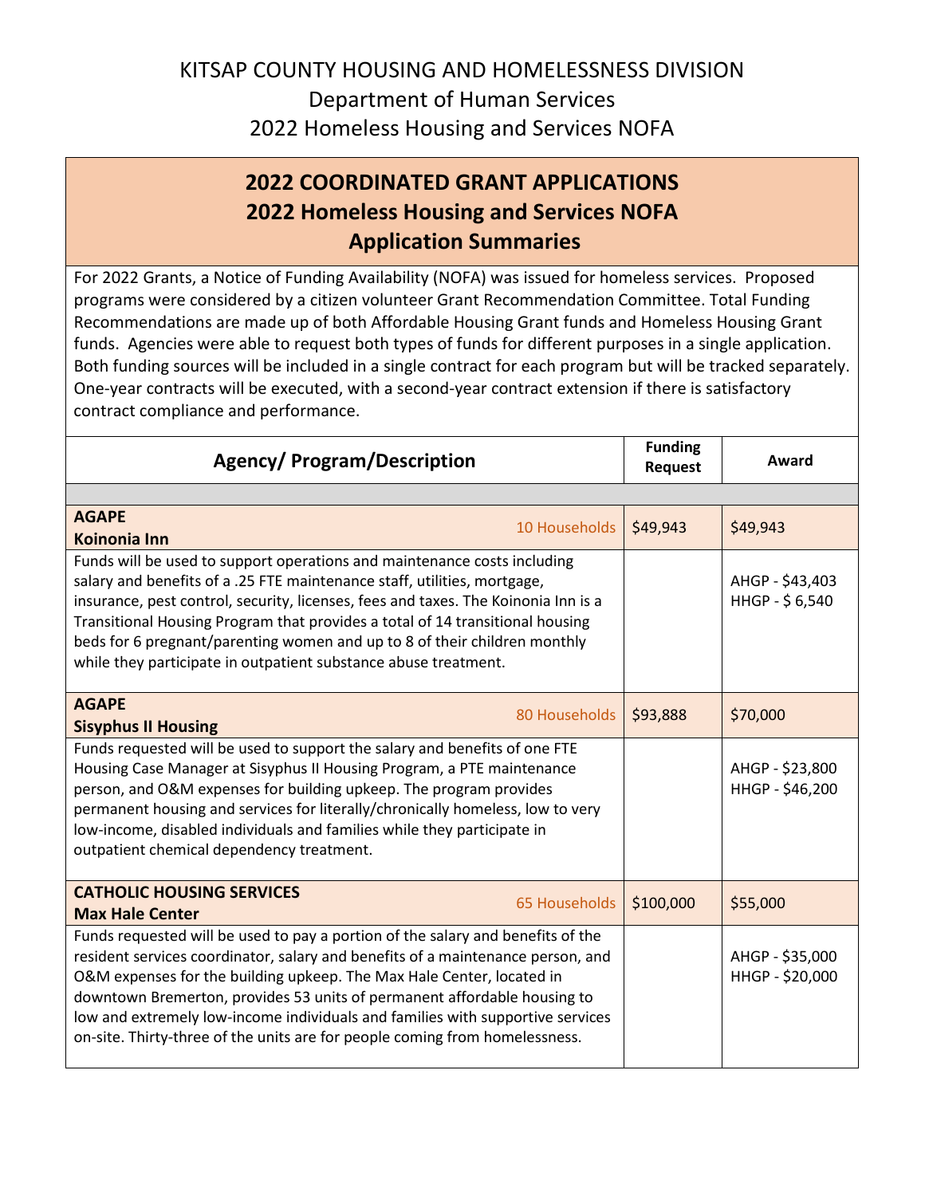KITSAP COUNTY HOUSING AND HOMELESSNESS DIVISION

Department of Human Services

2022 Homeless Housing and Services NOFA

# 2022 COORDINATED GRANT APPLICATIONS
# 2022 Homeless Housing and Services NOFA
# Application Summaries

For 2022 Grants, a Notice of Funding Availability (NOFA) was issued for homeless services. Proposed programs were considered by a citizen volunteer Grant Recommendation Committee. Total Funding Recommendations are made up of both Affordable Housing Grant funds and Homeless Housing Grant funds. Agencies were able to request both types of funds for different purposes in a single application. Both funding sources will be included in a single contract for each program but will be tracked separately. One-year contracts will be executed, with a second-year contract extension if there is satisfactory contract compliance and performance.

| Agency/ Program/Description | Funding Request | Award |
| --- | --- | --- |
| | | |
| **AGAPE** **Koinonia Inn** — 10 Households | $49,943 | $49,943 |
| Funds will be used to support operations and maintenance costs including salary and benefits of a .25 FTE maintenance staff, utilities, mortgage, insurance, pest control, security, licenses, fees and taxes. The Koinonia Inn is a Transitional Housing Program that provides a total of 14 transitional housing beds for 6 pregnant/parenting women and up to 8 of their children monthly while they participate in outpatient substance abuse treatment. | | AHGP - $43,403<br>HHGP - $ 6,540 |
| **AGAPE** **Sisyphus II Housing** — 80 Households | $93,888 | $70,000 |
| Funds requested will be used to support the salary and benefits of one FTE Housing Case Manager at Sisyphus II Housing Program, a PTE maintenance person, and O&M expenses for building upkeep. The program provides permanent housing and services for literally/chronically homeless, low to very low-income, disabled individuals and families while they participate in outpatient chemical dependency treatment. | | AHGP - $23,800<br>HHGP - $46,200 |
| **CATHOLIC HOUSING SERVICES** **Max Hale Center** — 65 Households | $100,000 | $55,000 |
| Funds requested will be used to pay a portion of the salary and benefits of the resident services coordinator, salary and benefits of a maintenance person, and O&M expenses for the building upkeep. The Max Hale Center, located in downtown Bremerton, provides 53 units of permanent affordable housing to low and extremely low-income individuals and families with supportive services on-site. Thirty-three of the units are for people coming from homelessness. | | AHGP - $35,000<br>HHGP - $20,000 |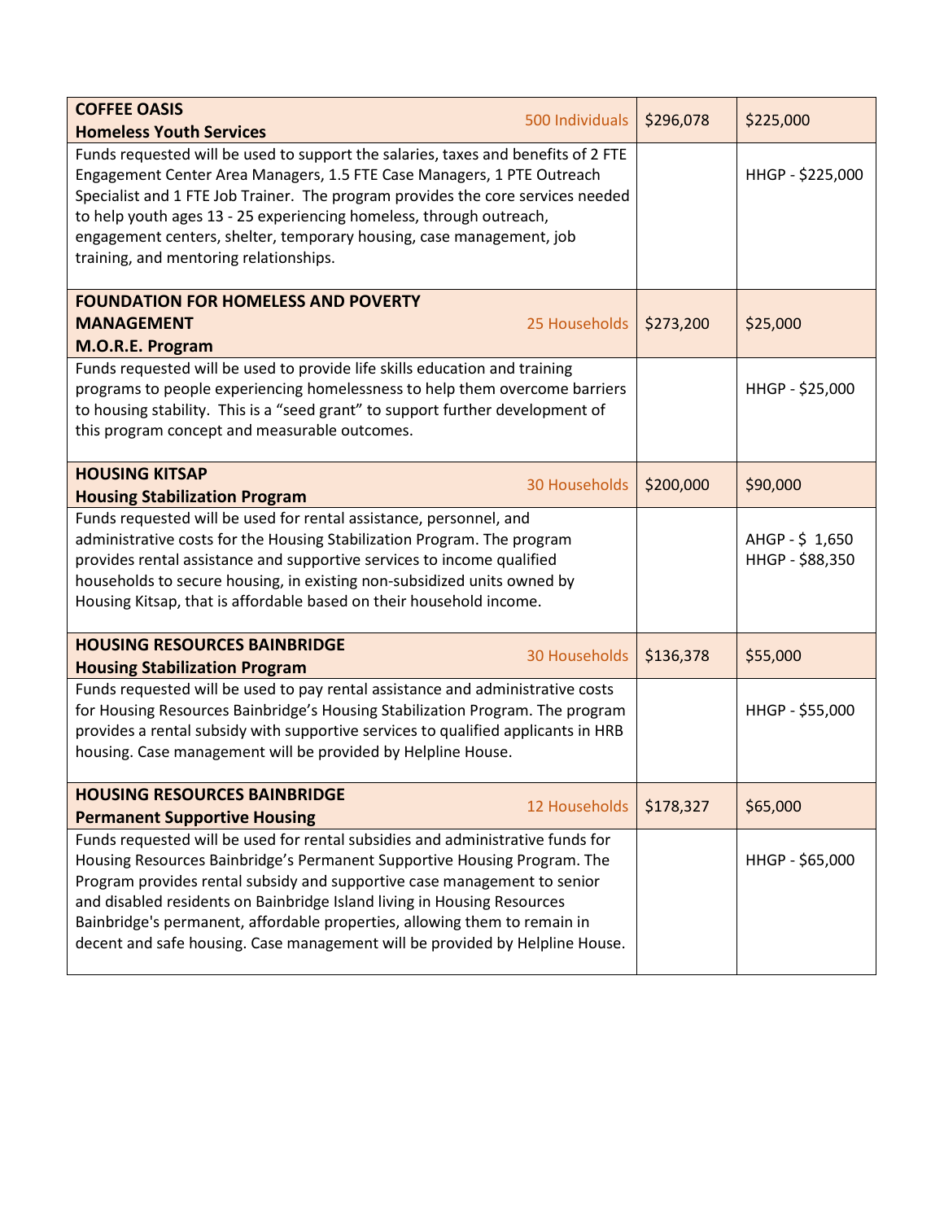| | | | |
|---|---|---|---|
| **COFFEE OASIS**<br>**Homeless Youth Services** | 500 Individuals | $296,078 | $225,000 |
| Funds requested will be used to support the salaries, taxes and benefits of 2 FTE Engagement Center Area Managers, 1.5 FTE Case Managers, 1 PTE Outreach Specialist and 1 FTE Job Trainer. The program provides the core services needed to help youth ages 13 - 25 experiencing homeless, through outreach, engagement centers, shelter, temporary housing, case management, job training, and mentoring relationships. | | | HHGP - $225,000 |
| **FOUNDATION FOR HOMELESS AND POVERTY MANAGEMENT**<br>**M.O.R.E. Program** | 25 Households | $273,200 | $25,000 |
| Funds requested will be used to provide life skills education and training programs to people experiencing homelessness to help them overcome barriers to housing stability. This is a "seed grant" to support further development of this program concept and measurable outcomes. | | | HHGP - $25,000 |
| **HOUSING KITSAP**<br>**Housing Stabilization Program** | 30 Households | $200,000 | $90,000 |
| Funds requested will be used for rental assistance, personnel, and administrative costs for the Housing Stabilization Program. The program provides rental assistance and supportive services to income qualified households to secure housing, in existing non-subsidized units owned by Housing Kitsap, that is affordable based on their household income. | | | AHGP - $ 1,650<br>HHGP - $88,350 |
| **HOUSING RESOURCES BAINBRIDGE**<br>**Housing Stabilization Program** | 30 Households | $136,378 | $55,000 |
| Funds requested will be used to pay rental assistance and administrative costs for Housing Resources Bainbridge's Housing Stabilization Program. The program provides a rental subsidy with supportive services to qualified applicants in HRB housing. Case management will be provided by Helpline House. | | | HHGP - $55,000 |
| **HOUSING RESOURCES BAINBRIDGE**<br>**Permanent Supportive Housing** | 12 Households | $178,327 | $65,000 |
| Funds requested will be used for rental subsidies and administrative funds for Housing Resources Bainbridge's Permanent Supportive Housing Program. The Program provides rental subsidy and supportive case management to senior and disabled residents on Bainbridge Island living in Housing Resources Bainbridge's permanent, affordable properties, allowing them to remain in decent and safe housing. Case management will be provided by Helpline House. | | | HHGP - $65,000 |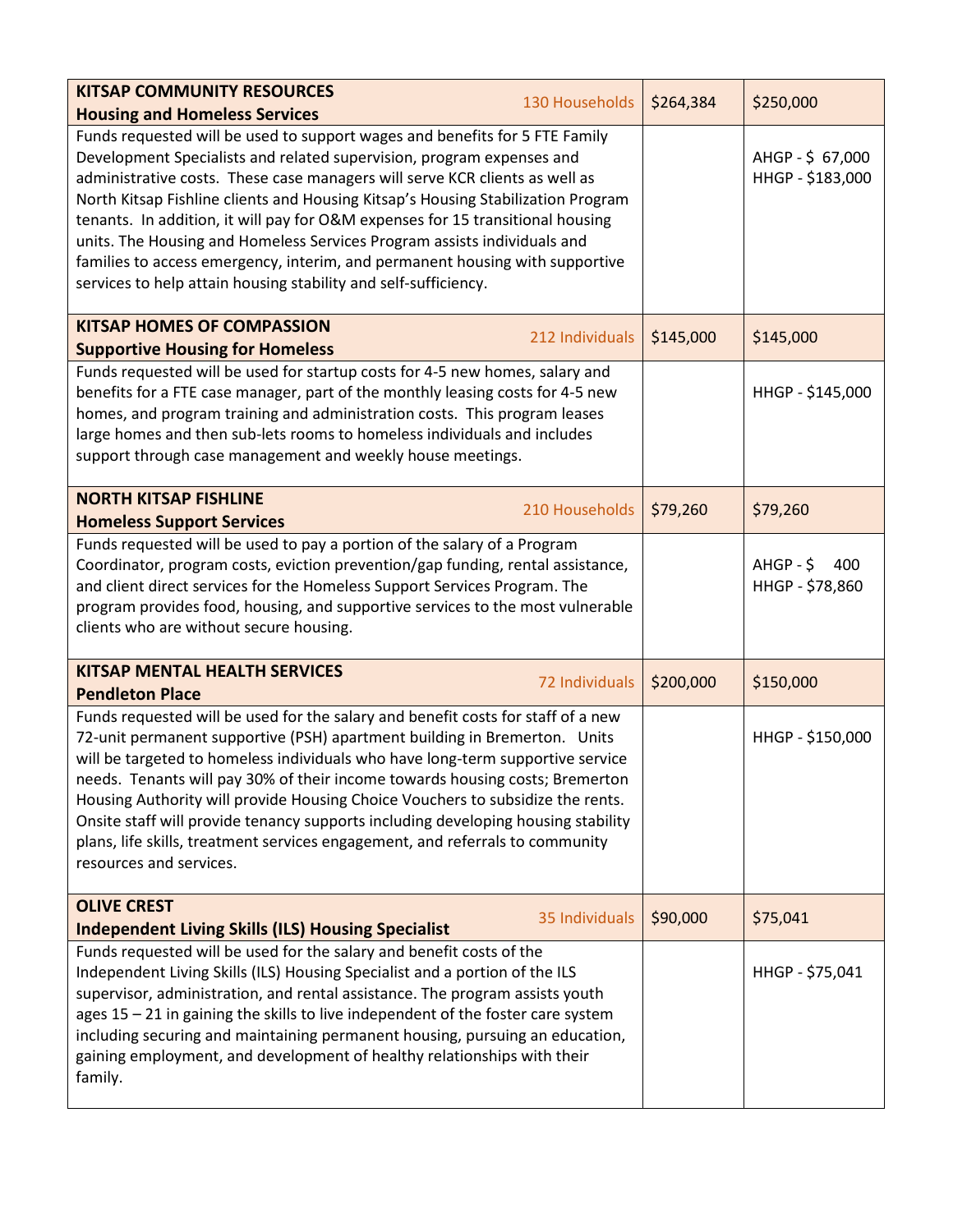| | | | |
|---|---|---|---|
| **KITSAP COMMUNITY RESOURCES**<br>**Housing and Homeless Services** | 130 Households | $264,384 | $250,000 |
| Funds requested will be used to support wages and benefits for 5 FTE Family Development Specialists and related supervision, program expenses and administrative costs. These case managers will serve KCR clients as well as North Kitsap Fishline clients and Housing Kitsap's Housing Stabilization Program tenants. In addition, it will pay for O&M expenses for 15 transitional housing units. The Housing and Homeless Services Program assists individuals and families to access emergency, interim, and permanent housing with supportive services to help attain housing stability and self-sufficiency. | | | AHGP - $ 67,000<br>HHGP - $183,000 |
| **KITSAP HOMES OF COMPASSION**<br>**Supportive Housing for Homeless** | 212 Individuals | $145,000 | $145,000 |
| Funds requested will be used for startup costs for 4-5 new homes, salary and benefits for a FTE case manager, part of the monthly leasing costs for 4-5 new homes, and program training and administration costs. This program leases large homes and then sub-lets rooms to homeless individuals and includes support through case management and weekly house meetings. | | | HHGP - $145,000 |
| **NORTH KITSAP FISHLINE**<br>**Homeless Support Services** | 210 Households | $79,260 | $79,260 |
| Funds requested will be used to pay a portion of the salary of a Program Coordinator, program costs, eviction prevention/gap funding, rental assistance, and client direct services for the Homeless Support Services Program. The program provides food, housing, and supportive services to the most vulnerable clients who are without secure housing. | | | AHGP - $ 400<br>HHGP - $78,860 |
| **KITSAP MENTAL HEALTH SERVICES**<br>**Pendleton Place** | 72 Individuals | $200,000 | $150,000 |
| Funds requested will be used for the salary and benefit costs for staff of a new 72-unit permanent supportive (PSH) apartment building in Bremerton. Units will be targeted to homeless individuals who have long-term supportive service needs. Tenants will pay 30% of their income towards housing costs; Bremerton Housing Authority will provide Housing Choice Vouchers to subsidize the rents. Onsite staff will provide tenancy supports including developing housing stability plans, life skills, treatment services engagement, and referrals to community resources and services. | | | HHGP - $150,000 |
| **OLIVE CREST**<br>**Independent Living Skills (ILS) Housing Specialist** | 35 Individuals | $90,000 | $75,041 |
| Funds requested will be used for the salary and benefit costs of the Independent Living Skills (ILS) Housing Specialist and a portion of the ILS supervisor, administration, and rental assistance. The program assists youth ages 15 – 21 in gaining the skills to live independent of the foster care system including securing and maintaining permanent housing, pursuing an education, gaining employment, and development of healthy relationships with their family. | | | HHGP - $75,041 |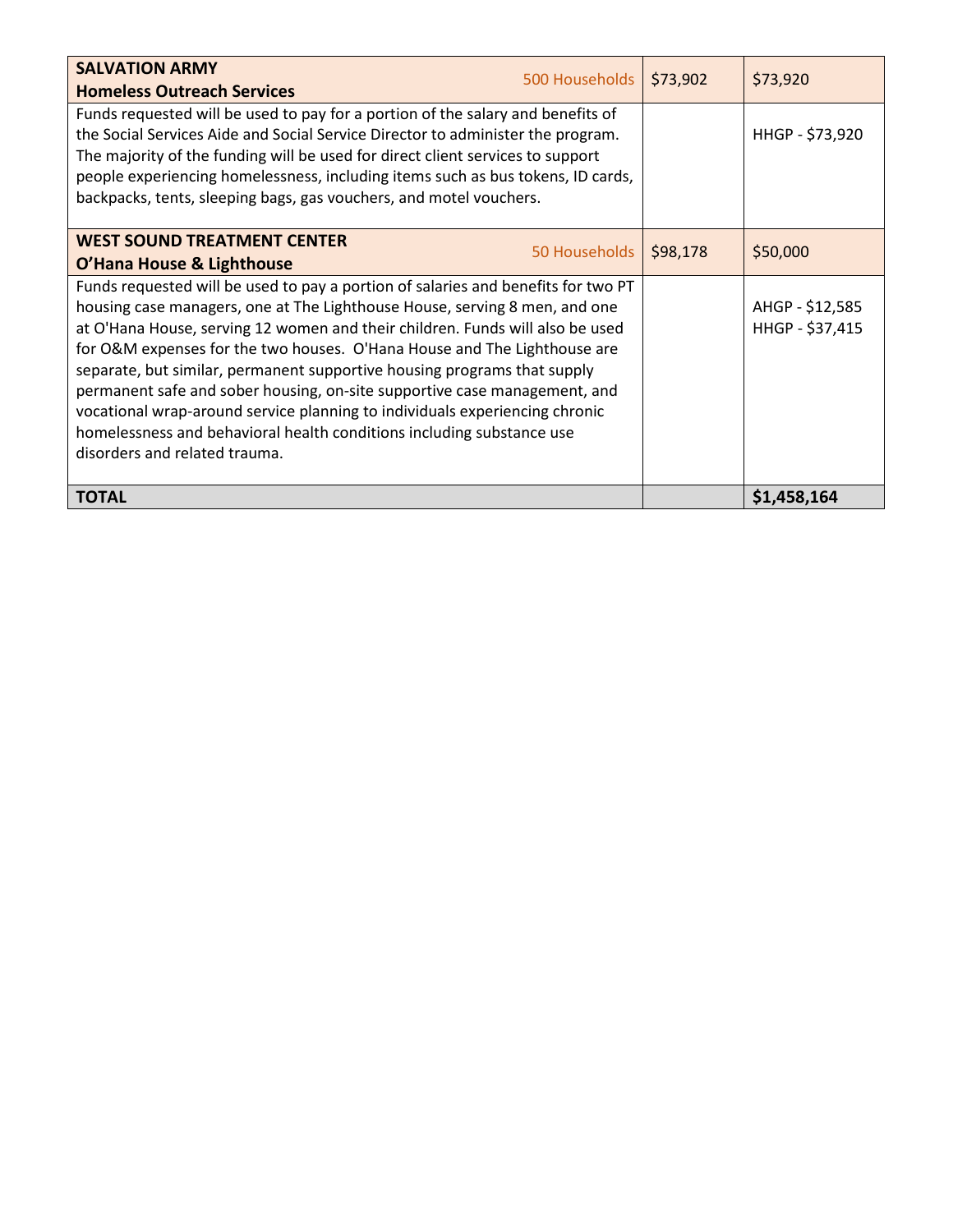| | | | |
|---|---|---|---|
| **SALVATION ARMY**<br>**Homeless Outreach Services** | 500 Households | $73,902 | $73,920 |
| Funds requested will be used to pay for a portion of the salary and benefits of the Social Services Aide and Social Service Director to administer the program. The majority of the funding will be used for direct client services to support people experiencing homelessness, including items such as bus tokens, ID cards, backpacks, tents, sleeping bags, gas vouchers, and motel vouchers. | | | HHGP - $73,920 |
| **WEST SOUND TREATMENT CENTER**<br>**O'Hana House & Lighthouse** | 50 Households | $98,178 | $50,000 |
| Funds requested will be used to pay a portion of salaries and benefits for two PT housing case managers, one at The Lighthouse House, serving 8 men, and one at O'Hana House, serving 12 women and their children. Funds will also be used for O&M expenses for the two houses. O'Hana House and The Lighthouse are separate, but similar, permanent supportive housing programs that supply permanent safe and sober housing, on-site supportive case management, and vocational wrap-around service planning to individuals experiencing chronic homelessness and behavioral health conditions including substance use disorders and related trauma. | | | AHGP - $12,585<br>HHGP - $37,415 |
| **TOTAL** | | | **$1,458,164** |